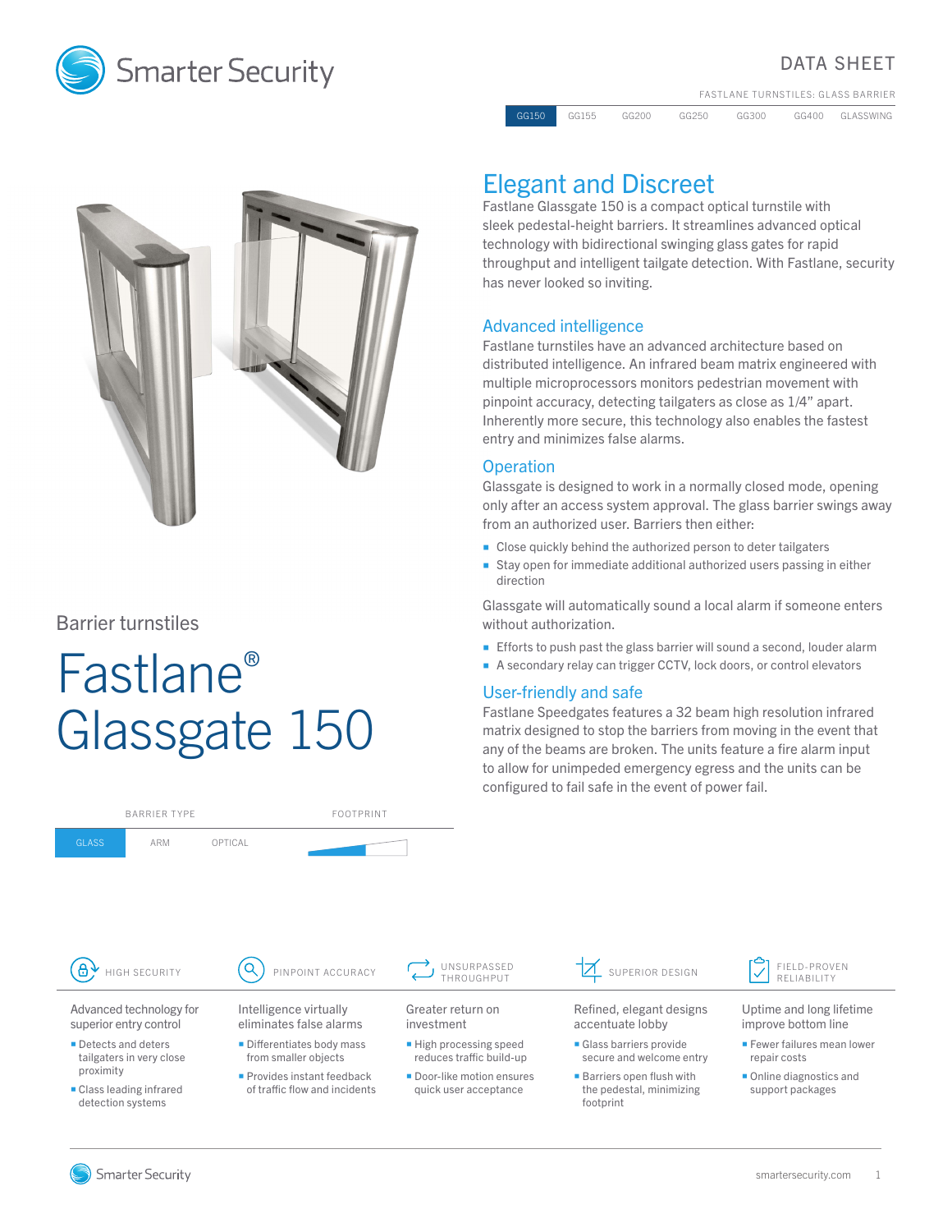Smarter Security

DATA SHEET

FASTLANE TURNSTILES: GLASS BARRIER

| GG150 | GG155 | GG200 | GG250 | GG300 | GG400 | GLASSWING |
|---|---|---|---|---|---|---|

Barrier turnstiles

# Fastlane® Glassgate 150

| BARRIER TYPE | | | FOOTPRINT |
|---|---|---|---|
| GLASS | ARM | OPTICAL | |

## Elegant and Discreet

Fastlane Glassgate 150 is a compact optical turnstile with sleek pedestal-height barriers. It streamlines advanced optical technology with bidirectional swinging glass gates for rapid throughput and intelligent tailgate detection. With Fastlane, security has never looked so inviting.

### Advanced intelligence

Fastlane turnstiles have an advanced architecture based on distributed intelligence. An infrared beam matrix engineered with multiple microprocessors monitors pedestrian movement with pinpoint accuracy, detecting tailgaters as close as 1/4" apart. Inherently more secure, this technology also enables the fastest entry and minimizes false alarms.

### Operation

Glassgate is designed to work in a normally closed mode, opening only after an access system approval. The glass barrier swings away from an authorized user. Barriers then either:

- Close quickly behind the authorized person to deter tailgaters
- Stay open for immediate additional authorized users passing in either direction

Glassgate will automatically sound a local alarm if someone enters without authorization.

- Efforts to push past the glass barrier will sound a second, louder alarm
- A secondary relay can trigger CCTV, lock doors, or control elevators

### User-friendly and safe

Fastlane Speedgates features a 32 beam high resolution infrared matrix designed to stop the barriers from moving in the event that any of the beams are broken. The units feature a fire alarm input to allow for unimpeded emergency egress and the units can be configured to fail safe in the event of power fail.

#### HIGH SECURITY

Advanced technology for superior entry control

- Detects and deters tailgaters in very close proximity
- Class leading infrared detection systems

#### PINPOINT ACCURACY

Intelligence virtually eliminates false alarms

- Differentiates body mass from smaller objects
- Provides instant feedback of traffic flow and incidents

#### UNSURPASSED THROUGHPUT

Greater return on investment

- High processing speed reduces traffic build-up
- Door-like motion ensures quick user acceptance

#### SUPERIOR DESIGN

Refined, elegant designs accentuate lobby

- Glass barriers provide secure and welcome entry
- Barriers open flush with the pedestal, minimizing footprint

#### FIELD-PROVEN RELIABILITY

Uptime and long lifetime improve bottom line

- Fewer failures mean lower repair costs
- Online diagnostics and support packages

Smarter Security

smartersecurity.com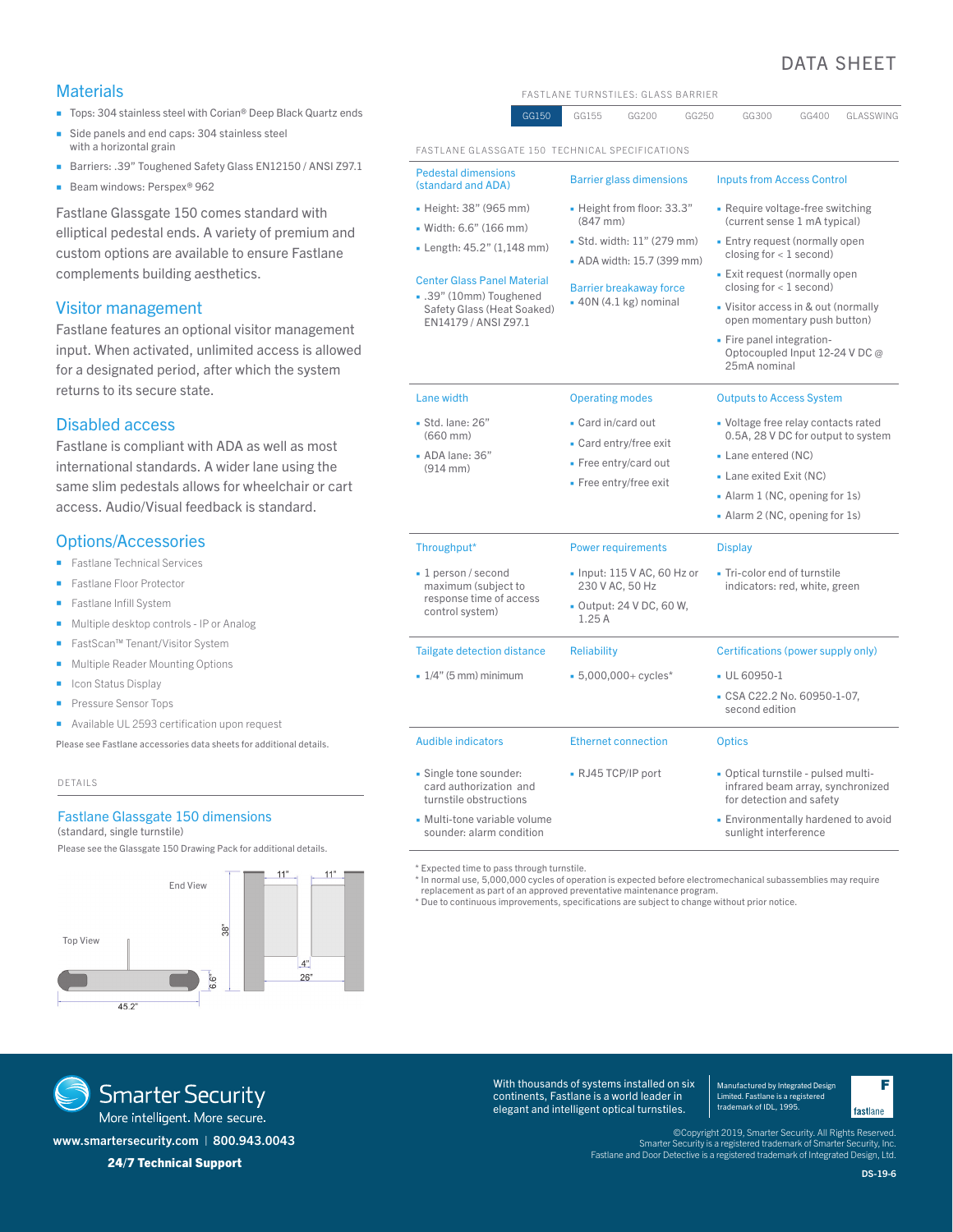# DATA SHEET

## Materials

- Tops: 304 stainless steel with Corian® Deep Black Quartz ends
- Side panels and end caps: 304 stainless steel with a horizontal grain
- Barriers: .39" Toughened Safety Glass EN12150 / ANSI Z97.1
- Beam windows: Perspex® 962

Fastlane Glassgate 150 comes standard with elliptical pedestal ends. A variety of premium and custom options are available to ensure Fastlane complements building aesthetics.

## Visitor management

Fastlane features an optional visitor management input. When activated, unlimited access is allowed for a designated period, after which the system returns to its secure state.

## Disabled access

Fastlane is compliant with ADA as well as most international standards. A wider lane using the same slim pedestals allows for wheelchair or cart access. Audio/Visual feedback is standard.

## Options/Accessories

- Fastlane Technical Services
- Fastlane Floor Protector
- Fastlane Infill System
- Multiple desktop controls - IP or Analog
- FastScan™ Tenant/Visitor System
- Multiple Reader Mounting Options
- Icon Status Display
- Pressure Sensor Tops
- Available UL 2593 certification upon request

Please see Fastlane accessories data sheets for additional details.

DETAILS

### Fastlane Glassgate 150 dimensions

(standard, single turnstile)

Please see the Glassgate 150 Drawing Pack for additional details.

End View

Top View

11"

11"

38"

4"

26"

6.6"

45.2"

FASTLANE TURNSTILES: GLASS BARRIER

GG150 | GG155 | GG200 | GG250 | GG300 | GG400 | GLASSWING

FASTLANE GLASSGATE 150 TECHNICAL SPECIFICATIONS

### Pedestal dimensions (standard and ADA)

- Height: 38" (965 mm)
- Width: 6.6" (166 mm)
- Length: 45.2" (1,148 mm)

### Center Glass Panel Material

- .39" (10mm) Toughened Safety Glass (Heat Soaked) EN14179 / ANSI Z97.1

### Barrier glass dimensions

- Height from floor: 33.3" (847 mm)
- Std. width: 11" (279 mm)
- ADA width: 15.7 (399 mm)

### Barrier breakaway force

- 40N (4.1 kg) nominal

### Inputs from Access Control

- Require voltage-free switching (current sense 1 mA typical)
- Entry request (normally open closing for < 1 second)
- Exit request (normally open closing for < 1 second)
- Visitor access in & out (normally open momentary push button)
- Fire panel integration- Optocoupled Input 12-24 V DC @ 25mA nominal

### Lane width

- Std. lane: 26" (660 mm)
- ADA lane: 36" (914 mm)

### Operating modes

- Card in/card out
- Card entry/free exit
- Free entry/card out
- Free entry/free exit

### Outputs to Access System

- Voltage free relay contacts rated 0.5A, 28 V DC for output to system
- Lane entered (NC)
- Lane exited Exit (NC)
- Alarm 1 (NC, opening for 1s)
- Alarm 2 (NC, opening for 1s)

### Throughput*

- 1 person / second maximum (subject to response time of access control system)

### Power requirements

- Input: 115 V AC, 60 Hz or 230 V AC, 50 Hz
- Output: 24 V DC, 60 W, 1.25 A

### Display

- Tri-color end of turnstile indicators: red, white, green

### Tailgate detection distance

- 1/4" (5 mm) minimum

### Reliability

- 5,000,000+ cycles*

### Certifications (power supply only)

- UL 60950-1
- CSA C22.2 No. 60950-1-07, second edition

### Audible indicators

- Single tone sounder: card authorization and turnstile obstructions
- Multi-tone variable volume sounder: alarm condition

### Ethernet connection

- RJ45 TCP/IP port

### Optics

- Optical turnstile - pulsed multi-infrared beam array, synchronized for detection and safety
- Environmentally hardened to avoid sunlight interference

\* Expected time to pass through turnstile.
\* In normal use, 5,000,000 cycles of operation is expected before electromechanical subassemblies may require replacement as part of an approved preventative maintenance program.
\* Due to continuous improvements, specifications are subject to change without prior notice.

Smarter Security
More intelligent. More secure.

www.smartersecurity.com | 800.943.0043

**24/7 Technical Support**

With thousands of systems installed on six continents, Fastlane is a world leader in elegant and intelligent optical turnstiles.

Manufactured by Integrated Design Limited. Fastlane is a registered trademark of IDL, 1995.

fastlane

©Copyright 2019, Smarter Security. All Rights Reserved.
Smarter Security is a registered trademark of Smarter Security, Inc.
Fastlane and Door Detective is a registered trademark of Integrated Design, Ltd.

DS-19-6